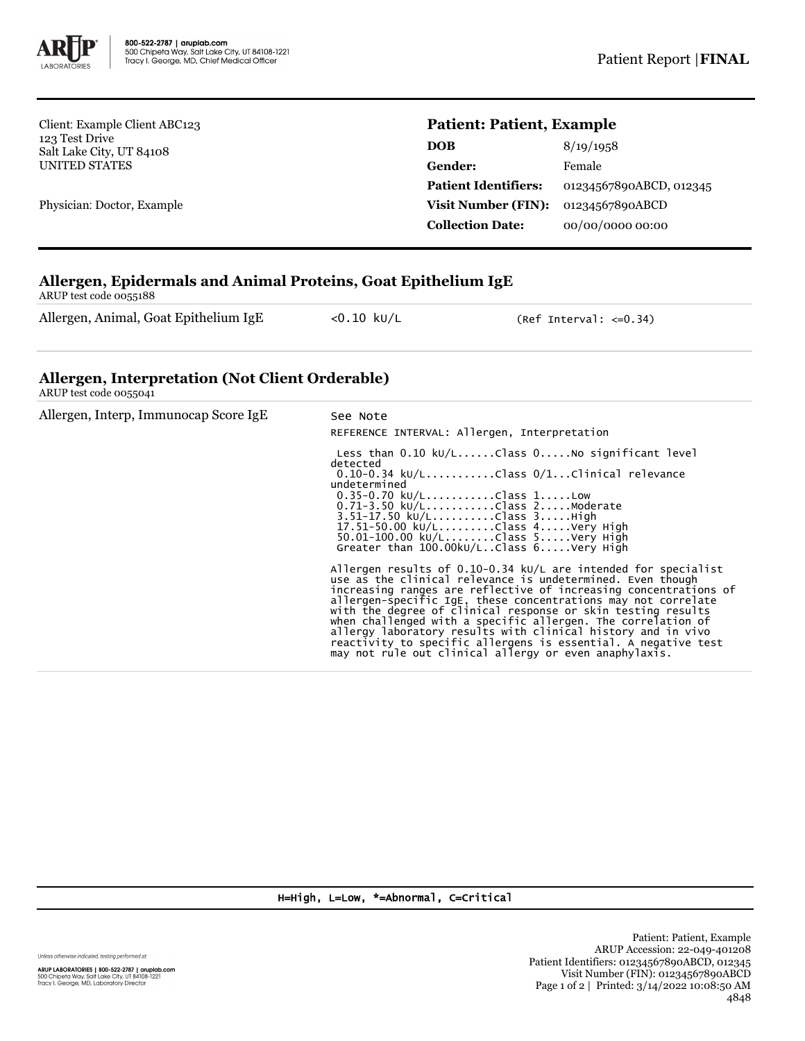Client: Example Client ABC123
123 Test Drive
Salt Lake City, UT 84108
UNITED STATES

Physician: Doctor, Example

## Patient: Patient, Example

| | |
|---|---|
| **DOB** | 8/19/1958 |
| **Gender:** | Female |
| **Patient Identifiers:** | 01234567890ABCD, 012345 |
| **Visit Number (FIN):** | 01234567890ABCD |
| **Collection Date:** | 00/00/0000 00:00 |

### Allergen, Epidermals and Animal Proteins, Goat Epithelium IgE

ARUP test code 0055188

| | | |
|---|---|---|
| Allergen, Animal, Goat Epithelium IgE | <0.10 kU/L | (Ref Interval: <=0.34) |

### Allergen, Interpretation (Not Client Orderable)

ARUP test code 0055041

Allergen, Interp, Immunocap Score IgE — See Note

```
REFERENCE INTERVAL: Allergen, Interpretation

 Less than 0.10 kU/L......Class 0.....No significant level
detected
 0.10-0.34 kU/L...........Class 0/1...Clinical relevance
undetermined
 0.35-0.70 kU/L...........Class 1.....Low
 0.71-3.50 kU/L...........Class 2.....Moderate
 3.51-17.50 kU/L..........Class 3.....High
 17.51-50.00 kU/L.........Class 4.....Very High
 50.01-100.00 kU/L........Class 5.....Very High
 Greater than 100.00kU/L..Class 6.....Very High
```

Allergen results of 0.10-0.34 kU/L are intended for specialist use as the clinical relevance is undetermined. Even though increasing ranges are reflective of increasing concentrations of allergen-specific IgE, these concentrations may not correlate with the degree of clinical response or skin testing results when challenged with a specific allergen. The correlation of allergy laboratory results with clinical history and in vivo reactivity to specific allergens is essential. A negative test may not rule out clinical allergy or even anaphylaxis.

H=High, L=Low, *=Abnormal, C=Critical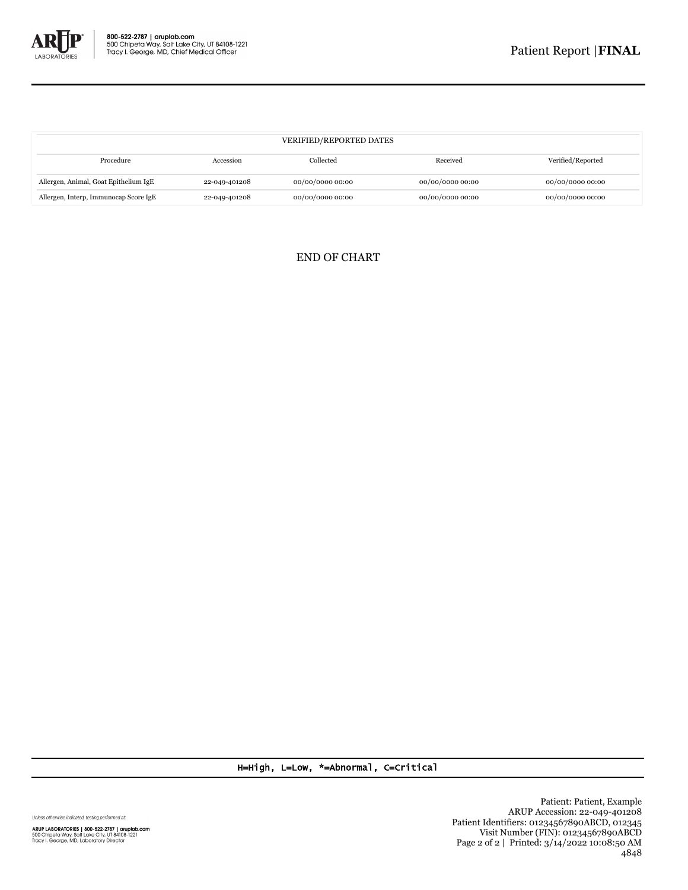| VERIFIED/REPORTED DATES | | | | |
|---|---|---|---|---|
| Procedure | Accession | Collected | Received | Verified/Reported |
| Allergen, Animal, Goat Epithelium IgE | 22-049-401208 | 00/00/0000 00:00 | 00/00/0000 00:00 | 00/00/0000 00:00 |
| Allergen, Interp, Immunocap Score IgE | 22-049-401208 | 00/00/0000 00:00 | 00/00/0000 00:00 | 00/00/0000 00:00 |

END OF CHART

H=High, L=Low, *=Abnormal, C=Critical

*Unless otherwise indicated, testing performed at:*

**ARUP LABORATORIES | 800-522-2787 | aruplab.com**
500 Chipeta Way, Salt Lake City, UT 84108-1221
Tracy I. George, MD, Laboratory Director

Patient: Patient, Example
ARUP Accession: 22-049-401208
Patient Identifiers: 01234567890ABCD, 012345
Visit Number (FIN): 01234567890ABCD
Printed: 3/14/2022 10:08:50 AM
4848